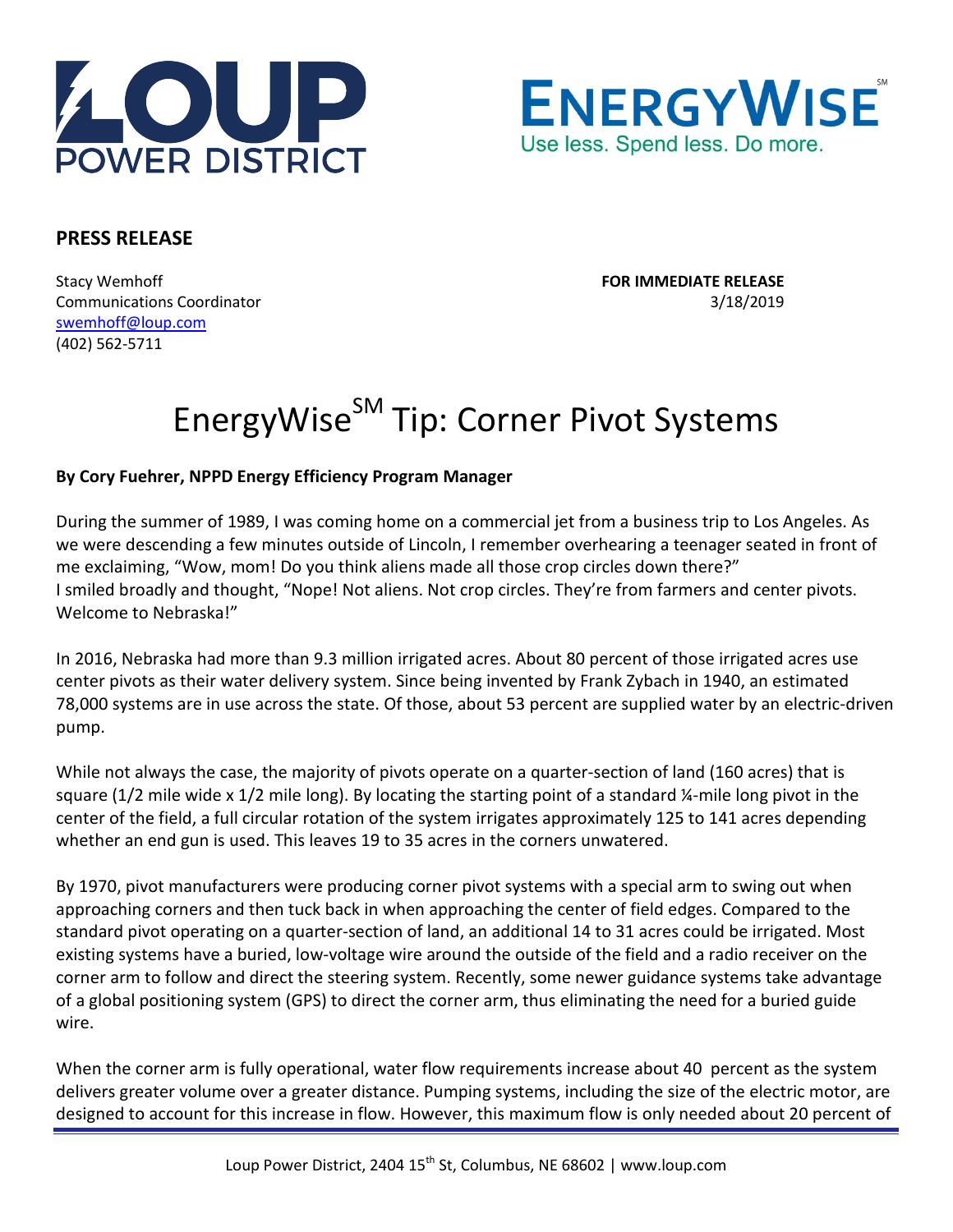LOUP POWER DISTRICT

ENERGYWISE[SM]
Use less. Spend less. Do more.

**PRESS RELEASE**

Stacy Wemhoff
Communications Coordinator
swemhoff@loup.com
(402) 562-5711

**FOR IMMEDIATE RELEASE**
3/18/2019

# EnergyWise[SM] Tip: Corner Pivot Systems

**By Cory Fuehrer, NPPD Energy Efficiency Program Manager**

During the summer of 1989, I was coming home on a commercial jet from a business trip to Los Angeles. As we were descending a few minutes outside of Lincoln, I remember overhearing a teenager seated in front of me exclaiming, "Wow, mom! Do you think aliens made all those crop circles down there?"
I smiled broadly and thought, "Nope! Not aliens. Not crop circles. They're from farmers and center pivots. Welcome to Nebraska!"

In 2016, Nebraska had more than 9.3 million irrigated acres. About 80 percent of those irrigated acres use center pivots as their water delivery system. Since being invented by Frank Zybach in 1940, an estimated 78,000 systems are in use across the state. Of those, about 53 percent are supplied water by an electric-driven pump.

While not always the case, the majority of pivots operate on a quarter-section of land (160 acres) that is square (1/2 mile wide x 1/2 mile long). By locating the starting point of a standard ¼-mile long pivot in the center of the field, a full circular rotation of the system irrigates approximately 125 to 141 acres depending whether an end gun is used. This leaves 19 to 35 acres in the corners unwatered.

By 1970, pivot manufacturers were producing corner pivot systems with a special arm to swing out when approaching corners and then tuck back in when approaching the center of field edges. Compared to the standard pivot operating on a quarter-section of land, an additional 14 to 31 acres could be irrigated. Most existing systems have a buried, low-voltage wire around the outside of the field and a radio receiver on the corner arm to follow and direct the steering system. Recently, some newer guidance systems take advantage of a global positioning system (GPS) to direct the corner arm, thus eliminating the need for a buried guide wire.

When the corner arm is fully operational, water flow requirements increase about 40 percent as the system delivers greater volume over a greater distance. Pumping systems, including the size of the electric motor, are designed to account for this increase in flow. However, this maximum flow is only needed about 20 percent of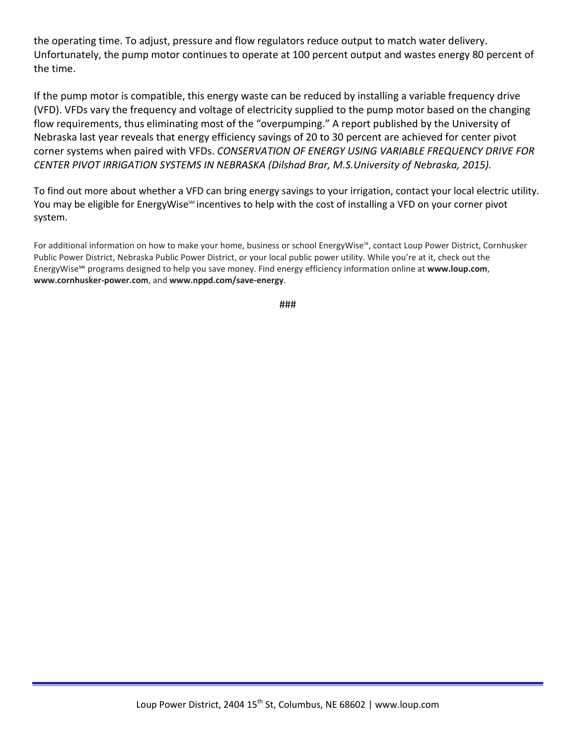the operating time. To adjust, pressure and flow regulators reduce output to match water delivery. Unfortunately, the pump motor continues to operate at 100 percent output and wastes energy 80 percent of the time.

If the pump motor is compatible, this energy waste can be reduced by installing a variable frequency drive (VFD). VFDs vary the frequency and voltage of electricity supplied to the pump motor based on the changing flow requirements, thus eliminating most of the "overpumping." A report published by the University of Nebraska last year reveals that energy efficiency savings of 20 to 30 percent are achieved for center pivot corner systems when paired with VFDs. *CONSERVATION OF ENERGY USING VARIABLE FREQUENCY DRIVE FOR CENTER PIVOT IRRIGATION SYSTEMS IN NEBRASKA (Dilshad Brar, M.S.University of Nebraska, 2015).*

To find out more about whether a VFD can bring energy savings to your irrigation, contact your local electric utility. You may be eligible for EnergyWise℠ incentives to help with the cost of installing a VFD on your corner pivot system.

For additional information on how to make your home, business or school EnergyWise℠, contact Loup Power District, Cornhusker Public Power District, Nebraska Public Power District, or your local public power utility. While you're at it, check out the EnergyWise℠ programs designed to help you save money. Find energy efficiency information online at **www.loup.com**, **www.cornhusker-power.com**, and **www.nppd.com/save-energy**.

###